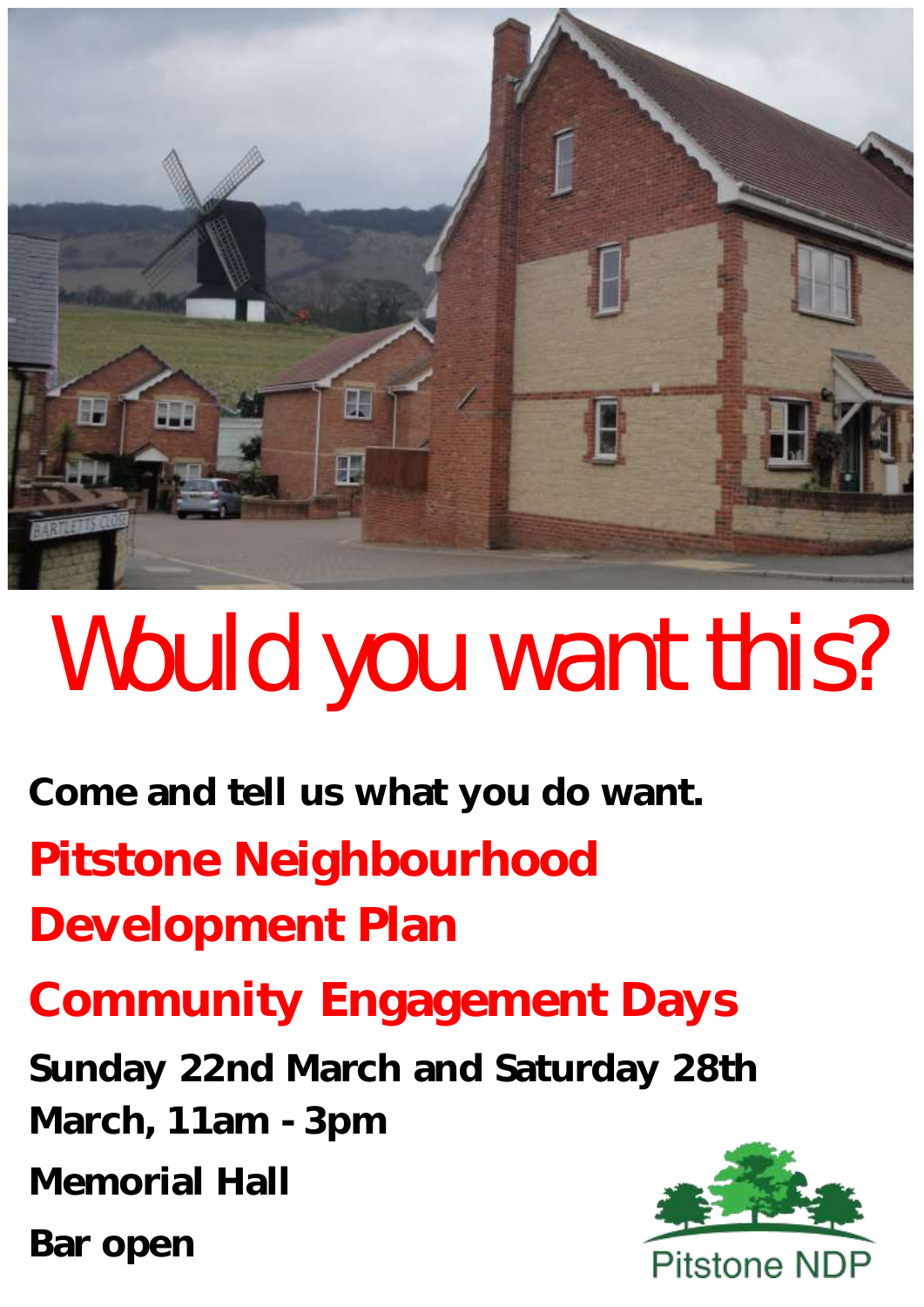# Would you want this?

**Come and tell us what you do want.**

## Pitstone Neighbourhood Development Plan

## Community Engagement Days

**Sunday 22nd March and Saturday 28th March, 11am - 3pm**

**Memorial Hall**

**Bar open**

Pitstone NDP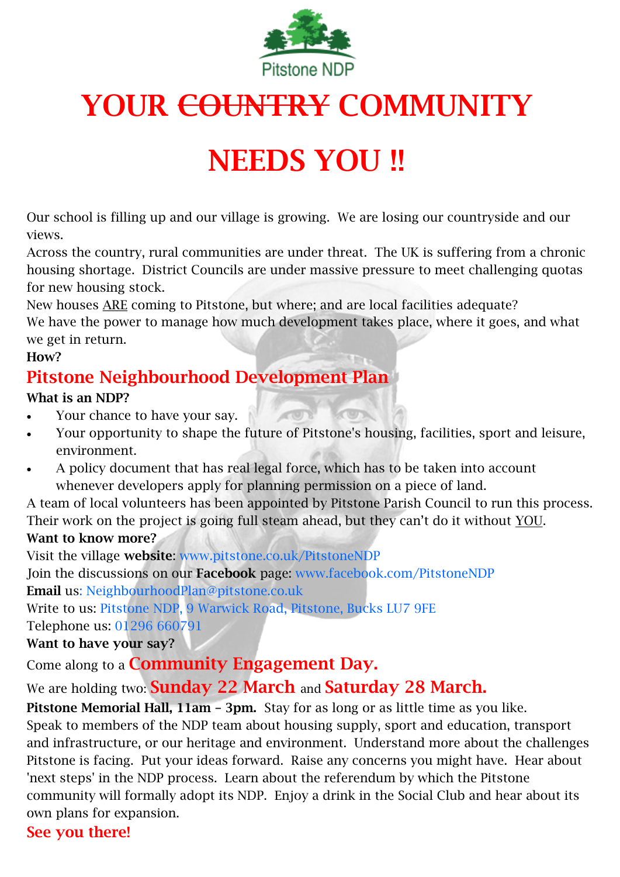Pitstone NDP

# YOUR ~~COUNTRY~~ COMMUNITY NEEDS YOU !!

Our school is filling up and our village is growing. We are losing our countryside and our views.

Across the country, rural communities are under threat. The UK is suffering from a chronic housing shortage. District Councils are under massive pressure to meet challenging quotas for new housing stock.

New houses ARE coming to Pitstone, but where; and are local facilities adequate?

We have the power to manage how much development takes place, where it goes, and what we get in return.

**How?**

## Pitstone Neighbourhood Development Plan

**What is an NDP?**

- Your chance to have your say.
- Your opportunity to shape the future of Pitstone's housing, facilities, sport and leisure, environment.
- A policy document that has real legal force, which has to be taken into account whenever developers apply for planning permission on a piece of land.

A team of local volunteers has been appointed by Pitstone Parish Council to run this process. Their work on the project is going full steam ahead, but they can't do it without YOU.

**Want to know more?**

Visit the village **website**: www.pitstone.co.uk/PitstoneNDP

Join the discussions on our **Facebook** page: www.facebook.com/PitstoneNDP

**Email** us: NeighbourhoodPlan@pitstone.co.uk

Write to us: Pitstone NDP, 9 Warwick Road, Pitstone, Bucks LU7 9FE

Telephone us: 01296 660791

**Want to have your say?**

Come along to a **Community Engagement Day.**

We are holding two: **Sunday 22 March** and **Saturday 28 March.**

**Pitstone Memorial Hall, 11am – 3pm.** Stay for as long or as little time as you like.

Speak to members of the NDP team about housing supply, sport and education, transport and infrastructure, or our heritage and environment. Understand more about the challenges Pitstone is facing. Put your ideas forward. Raise any concerns you might have. Hear about 'next steps' in the NDP process. Learn about the referendum by which the Pitstone community will formally adopt its NDP. Enjoy a drink in the Social Club and hear about its own plans for expansion.

**See you there!**